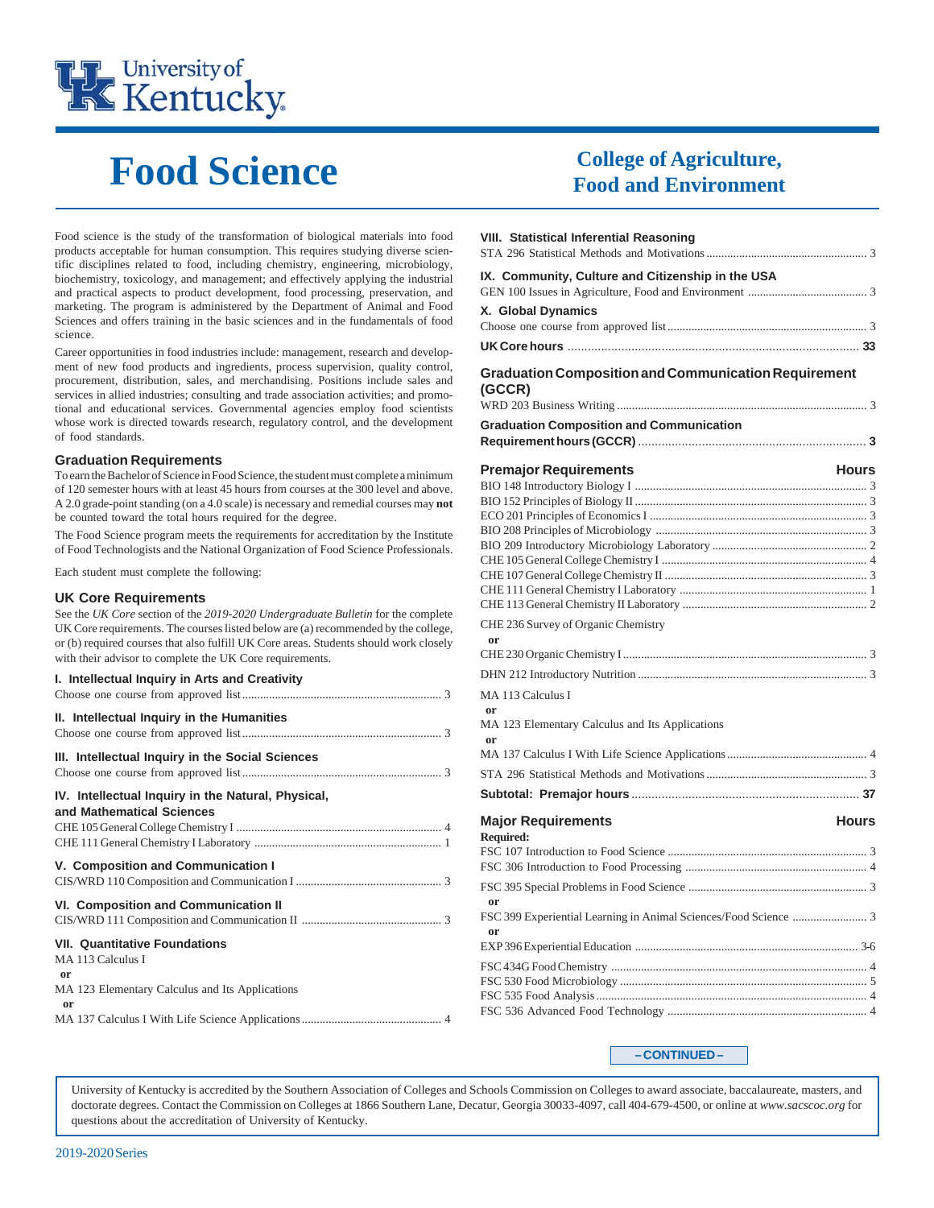University of Kentucky

# Food Science

## College of Agriculture, Food and Environment

Food science is the study of the transformation of biological materials into food products acceptable for human consumption. This requires studying diverse scientific disciplines related to food, including chemistry, engineering, microbiology, biochemistry, toxicology, and management; and effectively applying the industrial and practical aspects to product development, food processing, preservation, and marketing. The program is administered by the Department of Animal and Food Sciences and offers training in the basic sciences and in the fundamentals of food science.

Career opportunities in food industries include: management, research and development of new food products and ingredients, process supervision, quality control, procurement, distribution, sales, and merchandising. Positions include sales and services in allied industries; consulting and trade association activities; and promotional and educational services. Governmental agencies employ food scientists whose work is directed towards research, regulatory control, and the development of food standards.

### Graduation Requirements

To earn the Bachelor of Science in Food Science, the student must complete a minimum of 120 semester hours with at least 45 hours from courses at the 300 level and above. A 2.0 grade-point standing (on a 4.0 scale) is necessary and remedial courses may **not** be counted toward the total hours required for the degree.

The Food Science program meets the requirements for accreditation by the Institute of Food Technologists and the National Organization of Food Science Professionals.

Each student must complete the following:

### UK Core Requirements

See the *UK Core* section of the *2019-2020 Undergraduate Bulletin* for the complete UK Core requirements. The courses listed below are (a) recommended by the college, or (b) required courses that also fulfill UK Core areas. Students should work closely with their advisor to complete the UK Core requirements.

**I. Intellectual Inquiry in Arts and Creativity**
Choose one course from approved list .......... 3

**II. Intellectual Inquiry in the Humanities**
Choose one course from approved list .......... 3

**III. Intellectual Inquiry in the Social Sciences**
Choose one course from approved list .......... 3

**IV. Intellectual Inquiry in the Natural, Physical, and Mathematical Sciences**
CHE 105 General College Chemistry I .......... 4
CHE 111 General Chemistry I Laboratory .......... 1

**V. Composition and Communication I**
CIS/WRD 110 Composition and Communication I .......... 3

**VI. Composition and Communication II**
CIS/WRD 111 Composition and Communication II .......... 3

**VII. Quantitative Foundations**
MA 113 Calculus I
**or**
MA 123 Elementary Calculus and Its Applications
**or**
MA 137 Calculus I With Life Science Applications .......... 4

**VIII. Statistical Inferential Reasoning**
STA 296 Statistical Methods and Motivations .......... 3

**IX. Community, Culture and Citizenship in the USA**
GEN 100 Issues in Agriculture, Food and Environment .......... 3

**X. Global Dynamics**
Choose one course from approved list .......... 3

**UK Core hours .......... 33**

### Graduation Composition and Communication Requirement (GCCR)

WRD 203 Business Writing .......... 3

**Graduation Composition and Communication Requirement hours (GCCR) .......... 3**

### Premajor Requirements — Hours

BIO 148 Introductory Biology I .......... 3
BIO 152 Principles of Biology II .......... 3
ECO 201 Principles of Economics I .......... 3
BIO 208 Principles of Microbiology .......... 3
BIO 209 Introductory Microbiology Laboratory .......... 2
CHE 105 General College Chemistry I .......... 4
CHE 107 General College Chemistry II .......... 3
CHE 111 General Chemistry I Laboratory .......... 1
CHE 113 General Chemistry II Laboratory .......... 2

CHE 236 Survey of Organic Chemistry
**or**
CHE 230 Organic Chemistry I .......... 3

DHN 212 Introductory Nutrition .......... 3

MA 113 Calculus I
**or**
MA 123 Elementary Calculus and Its Applications
**or**
MA 137 Calculus I With Life Science Applications .......... 4

STA 296 Statistical Methods and Motivations .......... 3

**Subtotal: Premajor hours .......... 37**

### Major Requirements — Hours

**Required:**
FSC 107 Introduction to Food Science .......... 3
FSC 306 Introduction to Food Processing .......... 4

FSC 395 Special Problems in Food Science .......... 3
**or**
FSC 399 Experiential Learning in Animal Sciences/Food Science .......... 3
**or**
EXP 396 Experiential Education .......... 3-6

FSC 434G Food Chemistry .......... 4
FSC 530 Food Microbiology .......... 5
FSC 535 Food Analysis .......... 4
FSC 536 Advanced Food Technology .......... 4

**– CONTINUED –**

University of Kentucky is accredited by the Southern Association of Colleges and Schools Commission on Colleges to award associate, baccalaureate, masters, and doctorate degrees. Contact the Commission on Colleges at 1866 Southern Lane, Decatur, Georgia 30033-4097, call 404-679-4500, or online at *www.sacscoc.org* for questions about the accreditation of University of Kentucky.

2019-2020 Series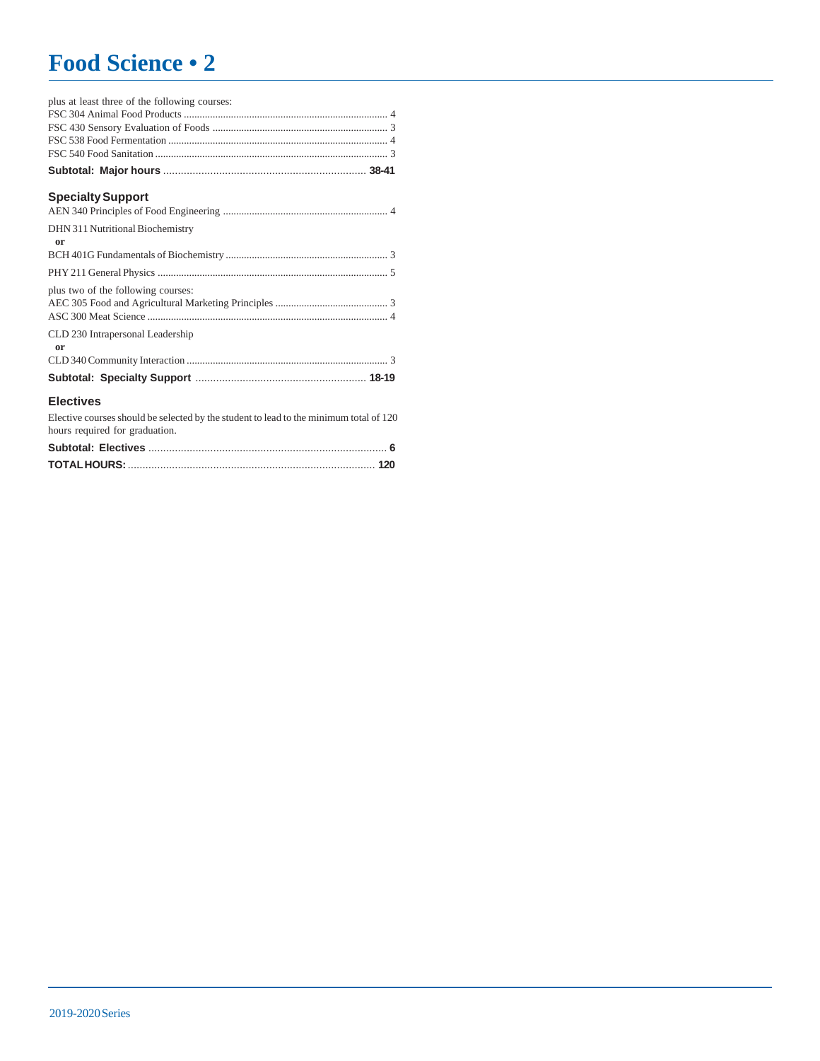plus at least three of the following courses:
FSC 304 Animal Food Products ........................................................................ 4
FSC 430 Sensory Evaluation of Foods ............................................................. 3
FSC 538 Food Fermentation ............................................................................. 4
FSC 540 Food Sanitation ................................................................................... 3

**Subtotal: Major hours ................................................................ 38-41**

### Specialty Support

AEN 340 Principles of Food Engineering ......................................................... 4

DHN 311 Nutritional Biochemistry
**or**
BCH 401G Fundamentals of Biochemistry ........................................................ 3

PHY 211 General Physics .................................................................................. 5

plus two of the following courses:
AEC 305 Food and Agricultural Marketing Principles ....................................... 3
ASC 300 Meat Science ...................................................................................... 4

CLD 230 Intrapersonal Leadership
**or**
CLD 340 Community Interaction ........................................................................ 3

**Subtotal: Specialty Support ..................................................... 18-19**

### Electives

Elective courses should be selected by the student to lead to the minimum total of 120 hours required for graduation.

**Subtotal: Electives ........................................................................... 6**

**TOTAL HOURS: ............................................................................... 120**